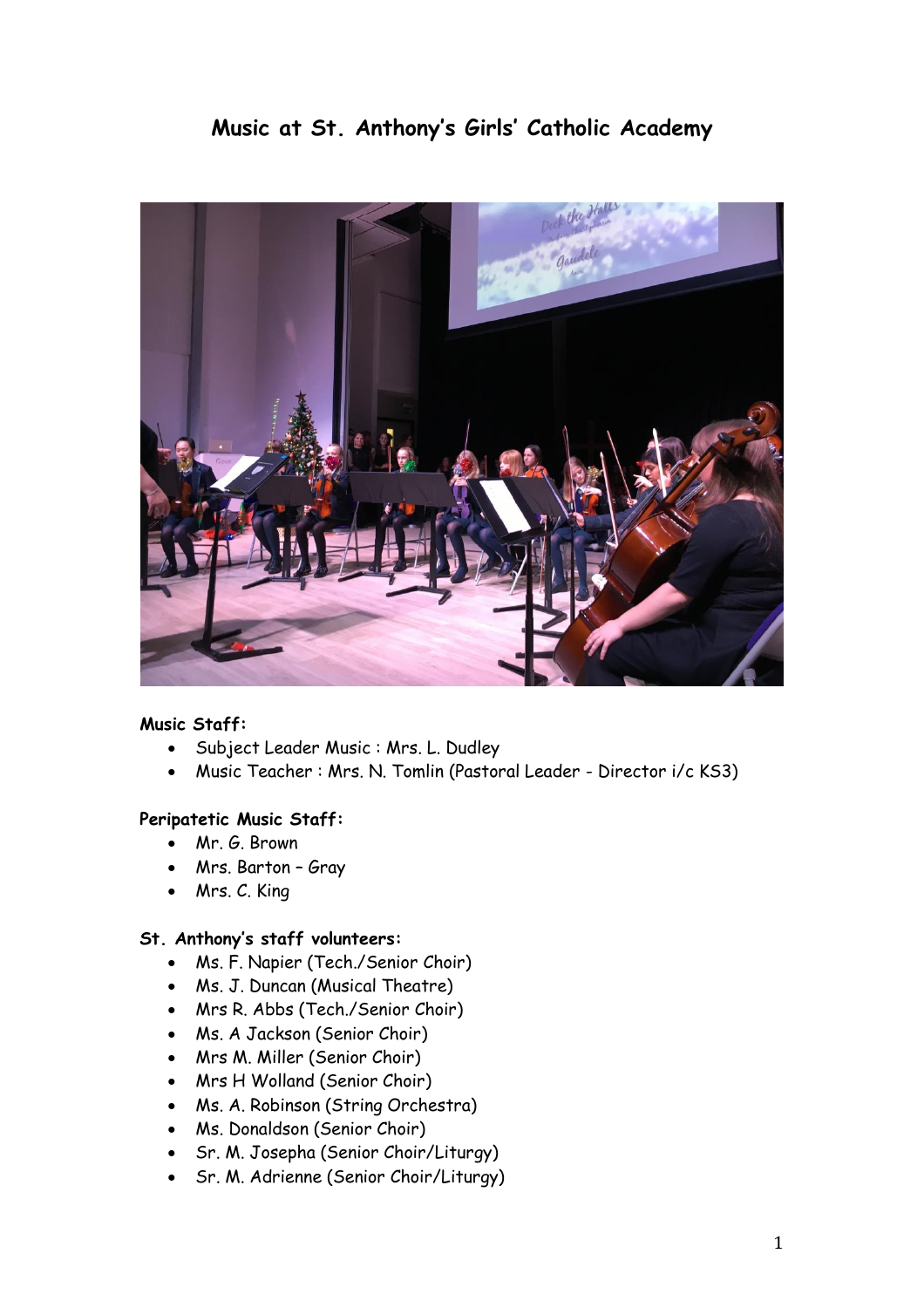# Music at St. Anthony's Girls' Catholic Academy

**Music Staff:**

- Subject Leader Music : Mrs. L. Dudley
- Music Teacher : Mrs. N. Tomlin (Pastoral Leader - Director i/c KS3)

**Peripatetic Music Staff:**

- Mr. G. Brown
- Mrs. Barton – Gray
- Mrs. C. King

**St. Anthony's staff volunteers:**

- Ms. F. Napier (Tech./Senior Choir)
- Ms. J. Duncan (Musical Theatre)
- Mrs R. Abbs (Tech./Senior Choir)
- Ms. A Jackson (Senior Choir)
- Mrs M. Miller (Senior Choir)
- Mrs H Wolland (Senior Choir)
- Ms. A. Robinson (String Orchestra)
- Ms. Donaldson (Senior Choir)
- Sr. M. Josepha (Senior Choir/Liturgy)
- Sr. M. Adrienne (Senior Choir/Liturgy)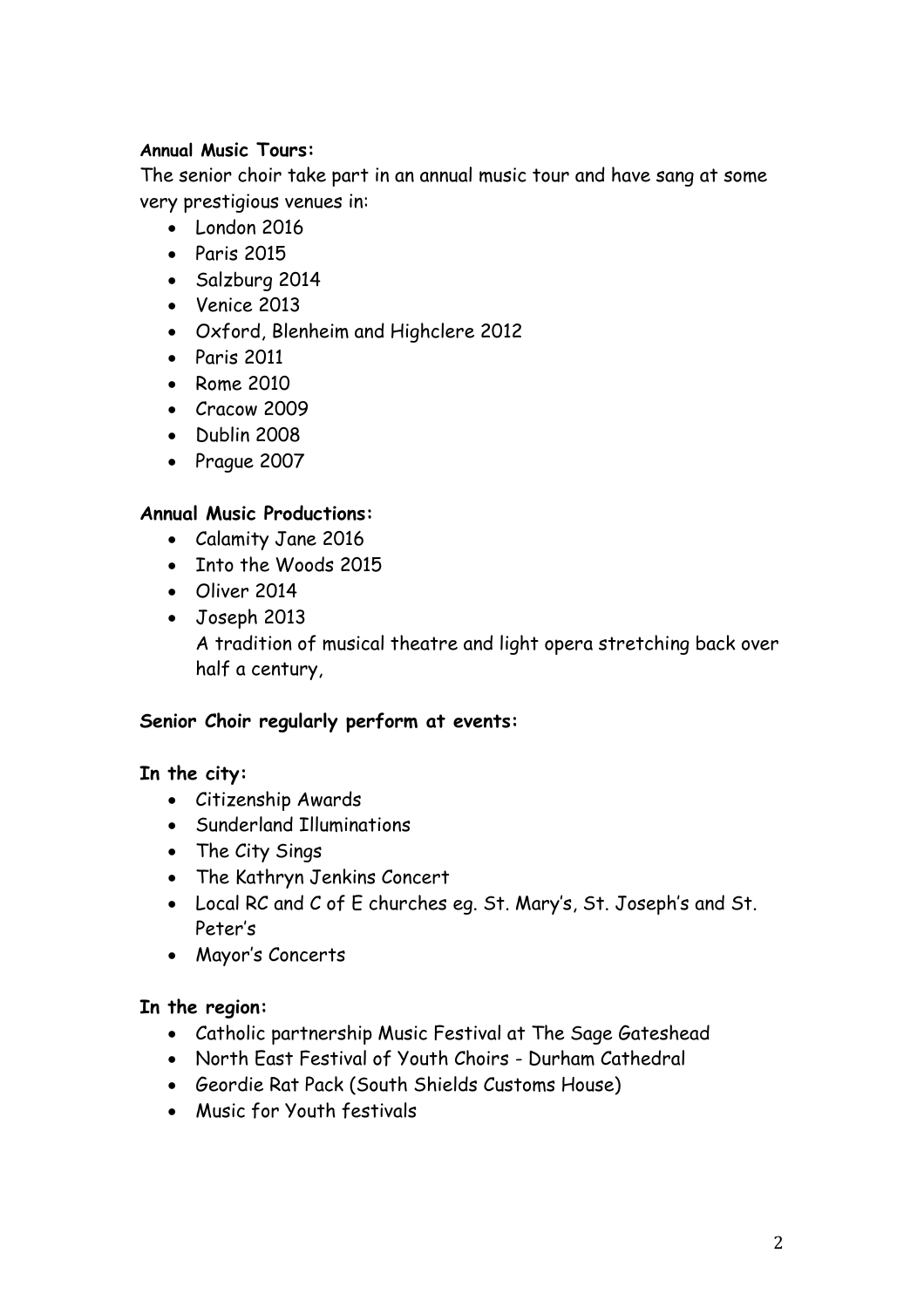**Annual Music Tours:**

The senior choir take part in an annual music tour and have sang at some very prestigious venues in:

- London 2016
- Paris 2015
- Salzburg 2014
- Venice 2013
- Oxford, Blenheim and Highclere 2012
- Paris 2011
- Rome 2010
- Cracow 2009
- Dublin 2008
- Prague 2007

**Annual Music Productions:**

- Calamity Jane 2016
- Into the Woods 2015
- Oliver 2014
- Joseph 2013

  A tradition of musical theatre and light opera stretching back over half a century,

**Senior Choir regularly perform at events:**

**In the city:**

- Citizenship Awards
- Sunderland Illuminations
- The City Sings
- The Kathryn Jenkins Concert
- Local RC and C of E churches eg. St. Mary's, St. Joseph's and St. Peter's
- Mayor's Concerts

**In the region:**

- Catholic partnership Music Festival at The Sage Gateshead
- North East Festival of Youth Choirs - Durham Cathedral
- Geordie Rat Pack (South Shields Customs House)
- Music for Youth festivals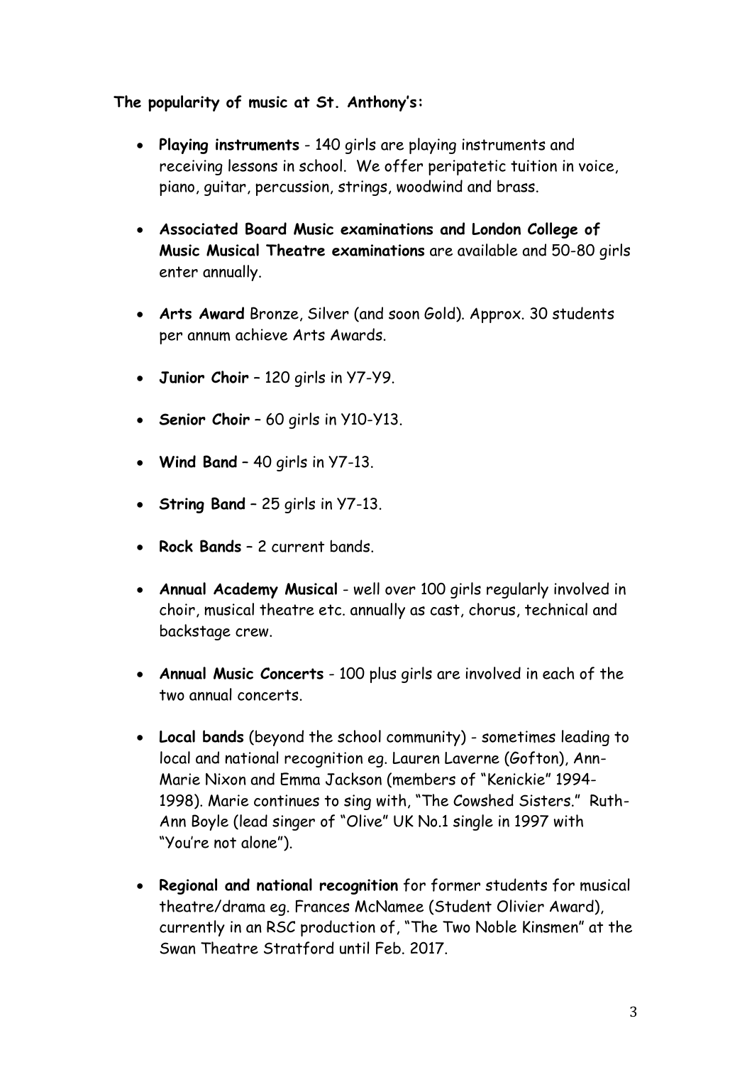**The popularity of music at St. Anthony's:**

- **Playing instruments** - 140 girls are playing instruments and receiving lessons in school. We offer peripatetic tuition in voice, piano, guitar, percussion, strings, woodwind and brass.
- **Associated Board Music examinations and London College of Music Musical Theatre examinations** are available and 50-80 girls enter annually.
- **Arts Award** Bronze, Silver (and soon Gold). Approx. 30 students per annum achieve Arts Awards.
- **Junior Choir** – 120 girls in Y7-Y9.
- **Senior Choir** – 60 girls in Y10-Y13.
- **Wind Band** – 40 girls in Y7-13.
- **String Band** – 25 girls in Y7-13.
- **Rock Bands** – 2 current bands.
- **Annual Academy Musical** - well over 100 girls regularly involved in choir, musical theatre etc. annually as cast, chorus, technical and backstage crew.
- **Annual Music Concerts** - 100 plus girls are involved in each of the two annual concerts.
- **Local bands** (beyond the school community) - sometimes leading to local and national recognition eg. Lauren Laverne (Gofton), Ann-Marie Nixon and Emma Jackson (members of "Kenickie" 1994-1998). Marie continues to sing with, "The Cowshed Sisters." Ruth-Ann Boyle (lead singer of "Olive" UK No.1 single in 1997 with "You're not alone").
- **Regional and national recognition** for former students for musical theatre/drama eg. Frances McNamee (Student Olivier Award), currently in an RSC production of, "The Two Noble Kinsmen" at the Swan Theatre Stratford until Feb. 2017.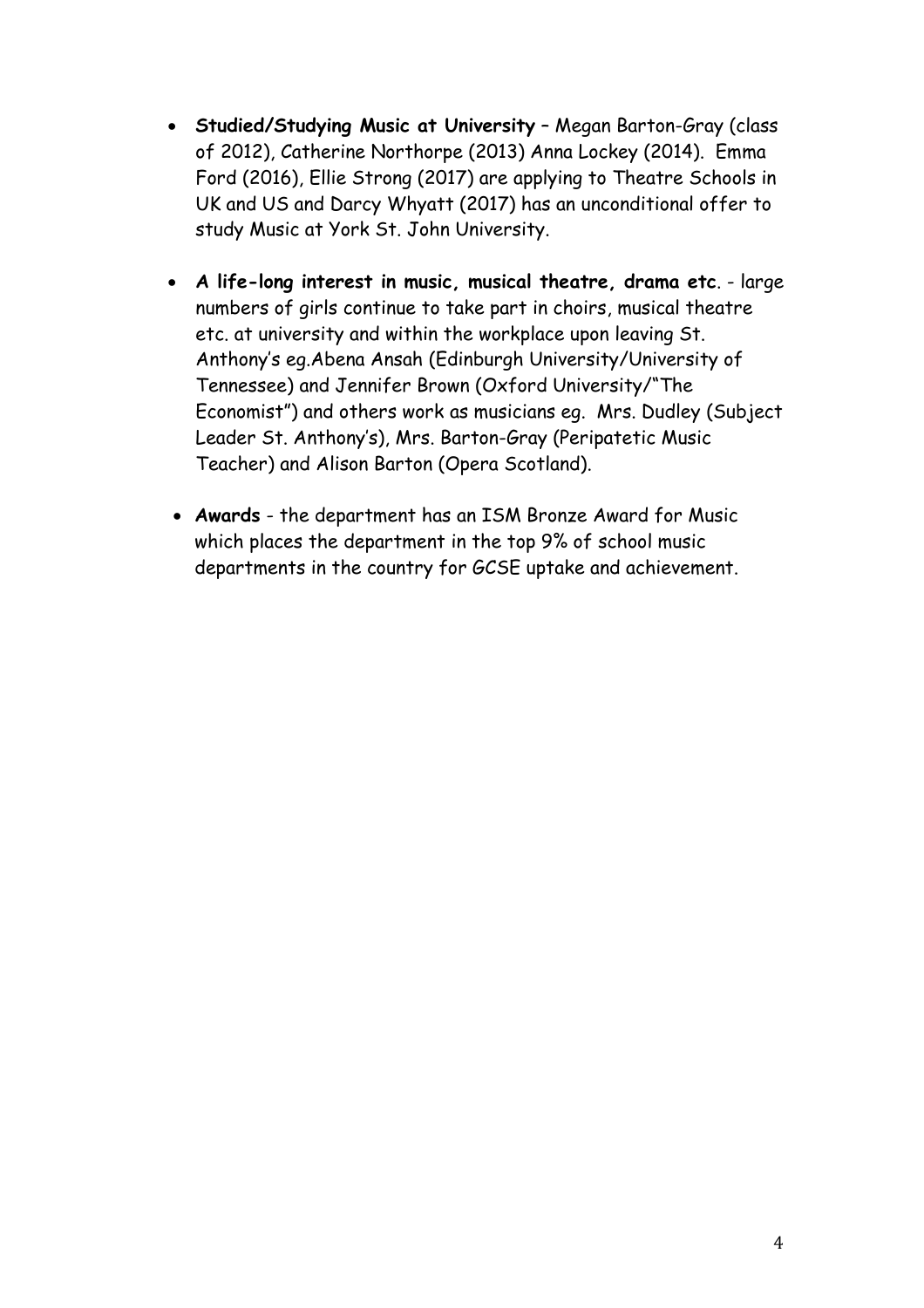- **Studied/Studying Music at University** – Megan Barton-Gray (class of 2012), Catherine Northorpe (2013) Anna Lockey (2014). Emma Ford (2016), Ellie Strong (2017) are applying to Theatre Schools in UK and US and Darcy Whyatt (2017) has an unconditional offer to study Music at York St. John University.

- **A life-long interest in music, musical theatre, drama etc**. - large numbers of girls continue to take part in choirs, musical theatre etc. at university and within the workplace upon leaving St. Anthony's eg.Abena Ansah (Edinburgh University/University of Tennessee) and Jennifer Brown (Oxford University/"The Economist") and others work as musicians eg. Mrs. Dudley (Subject Leader St. Anthony's), Mrs. Barton-Gray (Peripatetic Music Teacher) and Alison Barton (Opera Scotland).

- **Awards** - the department has an ISM Bronze Award for Music which places the department in the top 9% of school music departments in the country for GCSE uptake and achievement.